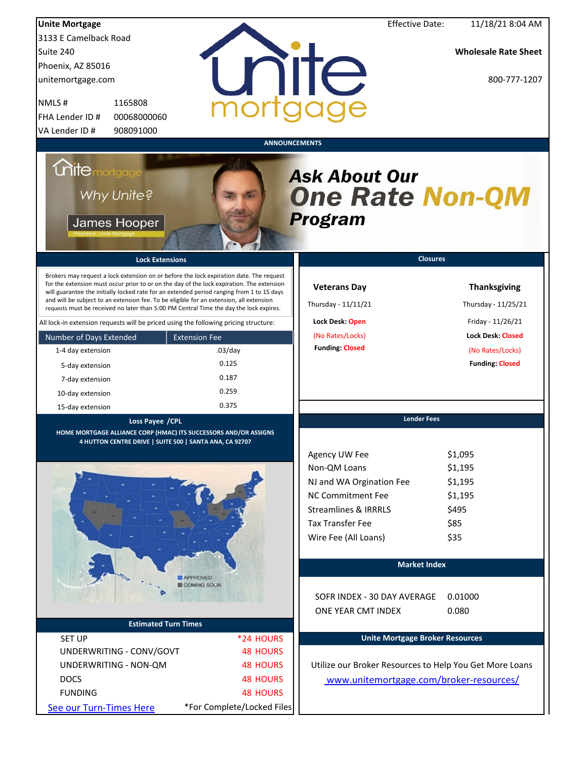**Unite Mortgage**
3133 E Camelback Road
Suite 240
Phoenix, AZ 85016
unitemortgage.com

NMLS # 1165808
FHA Lender ID # 00068000060
VA Lender ID # 908091000

Effective Date: 11/18/21 8:04 AM

**Wholesale Rate Sheet**

800-777-1207

## ANNOUNCEMENTS

unite mortgage

Why Unite?

James Hooper
President, Unite Mortgage

***Ask About Our One Rate Non-QM Program***

## Lock Extensions

Brokers may request a lock extension on or before the lock expiration date. The request for the extension must occur prior to or on the day of the lock expiration. The extension will guarantee the initially locked rate for an extended period ranging from 1 to 15 days and will be subject to an extension fee. To be eligible for an extension, all extension requests must be received no later than 5:00 PM Central Time the day the lock expires.

All lock-in extension requests will be priced using the following pricing structure:

| Number of Days Extended | Extension Fee |
|---|---|
| 1-4 day extension | .03/day |
| 5-day extension | 0.125 |
| 7-day extension | 0.187 |
| 10-day extension | 0.259 |
| 15-day extension | 0.375 |

## Closures

**Veterans Day**
Thursday - 11/11/21
**Lock Desk:** Open
(No Rates/Locks)
**Funding:** Closed

**Thanksgiving**
Thursday - 11/25/21
Friday - 11/26/21
**Lock Desk:** Closed
(No Rates/Locks)
**Funding:** Closed

## Loss Payee /CPL

**HOME MORTGAGE ALLIANCE CORP (HMAC) ITS SUCCESSORS AND/OR ASSIGNS**
**4 HUTTON CENTRE DRIVE | SUITE 500 | SANTA ANA, CA 92707**

APPROVED
COMING SOON

## Lender Fees

| Fee | Amount |
|---|---|
| Agency UW Fee | $1,095 |
| Non-QM Loans | $1,195 |
| NJ and WA Orgination Fee | $1,195 |
| NC Commitment Fee | $1,195 |
| Streamlines & IRRRLS | $495 |
| Tax Transfer Fee | $85 |
| Wire Fee (All Loans) | $35 |

## Market Index

| Index | Value |
|---|---|
| SOFR INDEX - 30 DAY AVERAGE | 0.01000 |
| ONE YEAR CMT INDEX | 0.080 |

## Estimated Turn Times

| Stage | Time |
|---|---|
| SET UP | *24 HOURS |
| UNDERWRITING - CONV/GOVT | 48 HOURS |
| UNDERWRITING - NON-QM | 48 HOURS |
| DOCS | 48 HOURS |
| FUNDING | 48 HOURS |

See our Turn-Times Here    *For Complete/Locked Files

## Unite Mortgage Broker Resources

Utilize our Broker Resources to Help You Get More Loans
www.unitemortgage.com/broker-resources/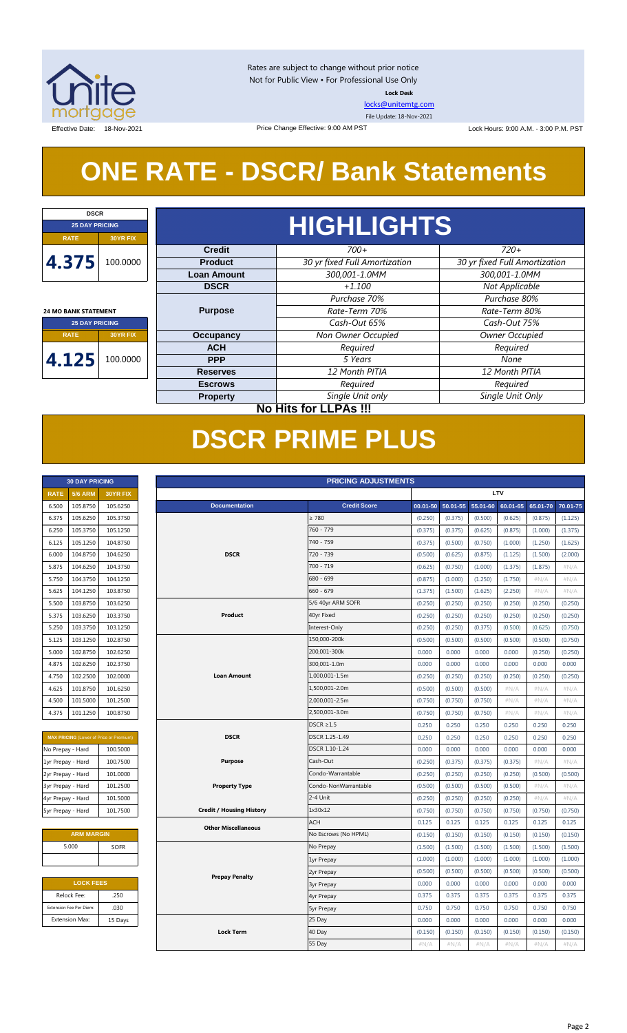Rates are subject to change without prior notice
Not for Public View • For Professional Use Only
**Lock Desk**
locks@unitemtg.com
File Update: 18-Nov-2021

Effective Date: 18-Nov-2021 | Price Change Effective: 9:00 AM PST | Lock Hours: 9:00 A.M. - 3:00 P.M. PST

# ONE RATE - DSCR/ Bank Statements

| DSCR | |
|---|---|
| 25 DAY PRICING | |
| RATE | 30YR FIX |
| 4.375 | 100.0000 |

| 24 MO BANK STATEMENT | |
|---|---|
| 25 DAY PRICING | |
| RATE | 30YR FIX |
| 4.125 | 100.0000 |

## HIGHLIGHTS

| | | |
|---|---|---|
| **Credit** | *700+* | *720+* |
| **Product** | *30 yr fixed Full Amortization* | *30 yr fixed Full Amortization* |
| **Loan Amount** | *300,001-1.0MM* | *300,001-1.0MM* |
| **DSCR** | *+1.100* | *Not Applicable* |
| **Purpose** | *Purchase 70%* | *Purchase 80%* |
| | *Rate-Term 70%* | *Rate-Term 80%* |
| | *Cash-Out 65%* | *Cash-Out 75%* |
| **Occupancy** | *Non Owner Occupied* | *Owner Occupied* |
| **ACH** | *Required* | *Required* |
| **PPP** | *5 Years* | *None* |
| **Reserves** | *12 Month PITIA* | *12 Month PITIA* |
| **Escrows** | *Required* | *Required* |
| **Property** | *Single Unit only* | *Single Unit Only* |

**No Hits for LLPAs !!!**

# DSCR PRIME PLUS

| 30 DAY PRICING | | |
|---|---|---|
| RATE | 5/6 ARM | 30YR FIX |
| 6.500 | 105.8750 | 105.6250 |
| 6.375 | 105.6250 | 105.3750 |
| 6.250 | 105.3750 | 105.1250 |
| 6.125 | 105.1250 | 104.8750 |
| 6.000 | 104.8750 | 104.6250 |
| 5.875 | 104.6250 | 104.3750 |
| 5.750 | 104.3750 | 104.1250 |
| 5.625 | 104.1250 | 103.8750 |
| 5.500 | 103.8750 | 103.6250 |
| 5.375 | 103.6250 | 103.3750 |
| 5.250 | 103.3750 | 103.1250 |
| 5.125 | 103.1250 | 102.8750 |
| 5.000 | 102.8750 | 102.6250 |
| 4.875 | 102.6250 | 102.3750 |
| 4.750 | 102.2500 | 102.0000 |
| 4.625 | 101.8750 | 101.6250 |
| 4.500 | 101.5000 | 101.2500 |
| 4.375 | 101.1250 | 100.8750 |

| MAX PRICING (Lower of Price or Premium) | |
|---|---|
| No Prepay - Hard | 100.5000 |
| 1yr Prepay - Hard | 100.7500 |
| 2yr Prepay - Hard | 101.0000 |
| 3yr Prepay - Hard | 101.2500 |
| 4yr Prepay - Hard | 101.5000 |
| 5yr Prepay - Hard | 101.7500 |

| ARM MARGIN | |
|---|---|
| 5.000 | SOFR |

| LOCK FEES | |
|---|---|
| Relock Fee: | .250 |
| Extension Fee Per Diem: | .030 |
| Extension Max: | 15 Days |

| PRICING ADJUSTMENTS | | LTV | | | | | |
|---|---|---|---|---|---|---|---|
| **Documentation** | **Credit Score** | 00.01-50 | 50.01-55 | 55.01-60 | 60.01-65 | 65.01-70 | 70.01-75 |
| DSCR | ≥ 780 | (0.250) | (0.375) | (0.500) | (0.625) | (0.875) | (1.125) |
| | 760 - 779 | (0.375) | (0.375) | (0.625) | (0.875) | (1.000) | (1.375) |
| | 740 - 759 | (0.375) | (0.500) | (0.750) | (1.000) | (1.250) | (1.625) |
| | 720 - 739 | (0.500) | (0.625) | (0.875) | (1.125) | (1.500) | (2.000) |
| | 700 - 719 | (0.625) | (0.750) | (1.000) | (1.375) | (1.875) | #N/A |
| | 680 - 699 | (0.875) | (1.000) | (1.250) | (1.750) | #N/A | #N/A |
| | 660 - 679 | (1.375) | (1.500) | (1.625) | (2.250) | #N/A | #N/A |
| Product | 5/6 40yr ARM SOFR | (0.250) | (0.250) | (0.250) | (0.250) | (0.250) | (0.250) |
| | 40yr Fixed | (0.250) | (0.250) | (0.250) | (0.250) | (0.250) | (0.250) |
| | Interest-Only | (0.250) | (0.250) | (0.375) | (0.500) | (0.625) | (0.750) |
| Loan Amount | 150,000-200k | (0.500) | (0.500) | (0.500) | (0.500) | (0.500) | (0.750) |
| | 200,001-300k | 0.000 | 0.000 | 0.000 | 0.000 | (0.250) | (0.250) |
| | 300,001-1.0m | 0.000 | 0.000 | 0.000 | 0.000 | 0.000 | 0.000 |
| | 1,000,001-1.5m | (0.250) | (0.250) | (0.250) | (0.250) | (0.250) | (0.250) |
| | 1,500,001-2.0m | (0.500) | (0.500) | (0.500) | #N/A | #N/A | #N/A |
| | 2,000,001-2.5m | (0.750) | (0.750) | (0.750) | #N/A | #N/A | #N/A |
| | 2,500,001-3.0m | (0.750) | (0.750) | (0.750) | #N/A | #N/A | #N/A |
| DSCR | DSCR ≥1.5 | 0.250 | 0.250 | 0.250 | 0.250 | 0.250 | 0.250 |
| | DSCR 1.25-1.49 | 0.250 | 0.250 | 0.250 | 0.250 | 0.250 | 0.250 |
| | DSCR 1.10-1.24 | 0.000 | 0.000 | 0.000 | 0.000 | 0.000 | 0.000 |
| Purpose | Cash-Out | (0.250) | (0.375) | (0.375) | (0.375) | #N/A | #N/A |
| Property Type | Condo-Warrantable | (0.250) | (0.250) | (0.250) | (0.250) | (0.500) | (0.500) |
| | Condo-NonWarrantable | (0.500) | (0.500) | (0.500) | (0.500) | #N/A | #N/A |
| | 2-4 Unit | (0.250) | (0.250) | (0.250) | (0.250) | #N/A | #N/A |
| Credit / Housing History | 1x30x12 | (0.750) | (0.750) | (0.750) | (0.750) | (0.750) | (0.750) |
| Other Miscellaneous | ACH | 0.125 | 0.125 | 0.125 | 0.125 | 0.125 | 0.125 |
| | No Escrows (No HPML) | (0.150) | (0.150) | (0.150) | (0.150) | (0.150) | (0.150) |
| Prepay Penalty | No Prepay | (1.500) | (1.500) | (1.500) | (1.500) | (1.500) | (1.500) |
| | 1yr Prepay | (1.000) | (1.000) | (1.000) | (1.000) | (1.000) | (1.000) |
| | 2yr Prepay | (0.500) | (0.500) | (0.500) | (0.500) | (0.500) | (0.500) |
| | 3yr Prepay | 0.000 | 0.000 | 0.000 | 0.000 | 0.000 | 0.000 |
| | 4yr Prepay | 0.375 | 0.375 | 0.375 | 0.375 | 0.375 | 0.375 |
| | 5yr Prepay | 0.750 | 0.750 | 0.750 | 0.750 | 0.750 | 0.750 |
| Lock Term | 25 Day | 0.000 | 0.000 | 0.000 | 0.000 | 0.000 | 0.000 |
| | 40 Day | (0.150) | (0.150) | (0.150) | (0.150) | (0.150) | (0.150) |
| | 55 Day | #N/A | #N/A | #N/A | #N/A | #N/A | #N/A |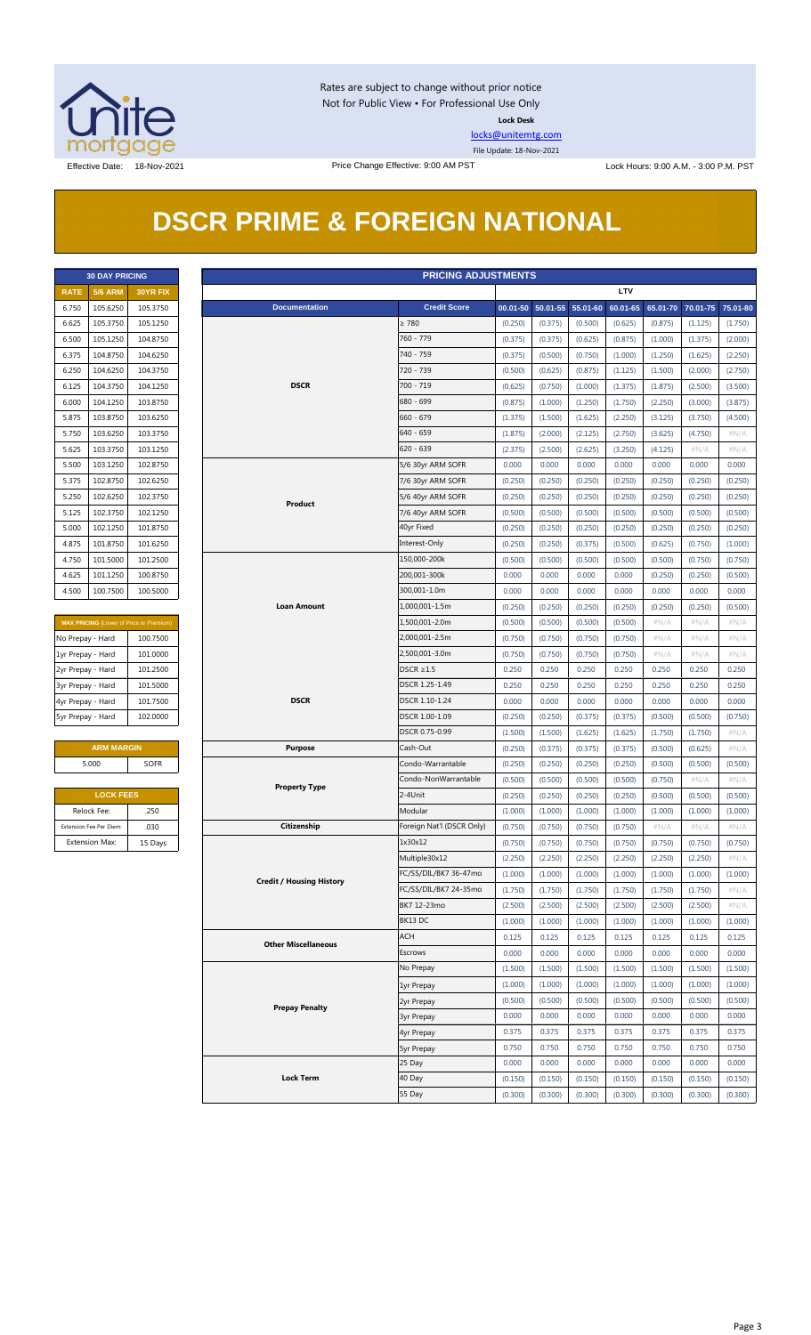Rates are subject to change without prior notice
Not for Public View • For Professional Use Only

**Lock Desk**

locks@unitemtg.com

File Update: 18-Nov-2021

Effective Date: 18-Nov-2021 | Price Change Effective: 9:00 AM PST | Lock Hours: 9:00 A.M. - 3:00 P.M. PST

# DSCR PRIME & FOREIGN NATIONAL

| 30 DAY PRICING | | |
|---|---|---|
| **RATE** | **5/6 ARM** | **30YR FIX** |
| 6.750 | 105.6250 | 105.3750 |
| 6.625 | 105.3750 | 105.1250 |
| 6.500 | 105.1250 | 104.8750 |
| 6.375 | 104.8750 | 104.6250 |
| 6.250 | 104.6250 | 104.3750 |
| 6.125 | 104.3750 | 104.1250 |
| 6.000 | 104.1250 | 103.8750 |
| 5.875 | 103.8750 | 103.6250 |
| 5.750 | 103.6250 | 103.3750 |
| 5.625 | 103.3750 | 103.1250 |
| 5.500 | 103.1250 | 102.8750 |
| 5.375 | 102.8750 | 102.6250 |
| 5.250 | 102.6250 | 102.3750 |
| 5.125 | 102.3750 | 102.1250 |
| 5.000 | 102.1250 | 101.8750 |
| 4.875 | 101.8750 | 101.6250 |
| 4.750 | 101.5000 | 101.2500 |
| 4.625 | 101.1250 | 100.8750 |
| 4.500 | 100.7500 | 100.5000 |

| MAX PRICING (Lower of Price or Premium) | |
|---|---|
| No Prepay - Hard | 100.7500 |
| 1yr Prepay - Hard | 101.0000 |
| 2yr Prepay - Hard | 101.2500 |
| 3yr Prepay - Hard | 101.5000 |
| 4yr Prepay - Hard | 101.7500 |
| 5yr Prepay - Hard | 102.0000 |

| ARM MARGIN | |
|---|---|
| 5.000 | SOFR |

| LOCK FEES | |
|---|---|
| Relock Fee: | .250 |
| Extension Fee Per Diem: | .030 |
| Extension Max: | 15 Days |

| PRICING ADJUSTMENTS | | | | | | | | |
|---|---|---|---|---|---|---|---|---|
| | | LTV | | | | | | |
| **Documentation** | **Credit Score** | **00.01-50** | **50.01-55** | **55.01-60** | **60.01-65** | **65.01-70** | **70.01-75** | **75.01-80** |
| DSCR | ≥ 780 | (0.250) | (0.375) | (0.500) | (0.625) | (0.875) | (1.125) | (1.750) |
| | 760 - 779 | (0.375) | (0.375) | (0.625) | (0.875) | (1.000) | (1.375) | (2.000) |
| | 740 - 759 | (0.375) | (0.500) | (0.750) | (1.000) | (1.250) | (1.625) | (2.250) |
| | 720 - 739 | (0.500) | (0.625) | (0.875) | (1.125) | (1.500) | (2.000) | (2.750) |
| | 700 - 719 | (0.625) | (0.750) | (1.000) | (1.375) | (1.875) | (2.500) | (3.500) |
| | 680 - 699 | (0.875) | (1.000) | (1.250) | (1.750) | (2.250) | (3.000) | (3.875) |
| | 660 - 679 | (1.375) | (1.500) | (1.625) | (2.250) | (3.125) | (3.750) | (4.500) |
| | 640 - 659 | (1.875) | (2.000) | (2.125) | (2.750) | (3.625) | (4.750) | #N/A |
| | 620 - 639 | (2.375) | (2.500) | (2.625) | (3.250) | (4.125) | #N/A | #N/A |
| Product | 5/6 30yr ARM SOFR | 0.000 | 0.000 | 0.000 | 0.000 | 0.000 | 0.000 | 0.000 |
| | 7/6 30yr ARM SOFR | (0.250) | (0.250) | (0.250) | (0.250) | (0.250) | (0.250) | (0.250) |
| | 5/6 40yr ARM SOFR | (0.250) | (0.250) | (0.250) | (0.250) | (0.250) | (0.250) | (0.250) |
| | 7/6 40yr ARM SOFR | (0.500) | (0.500) | (0.500) | (0.500) | (0.500) | (0.500) | (0.500) |
| | 40yr Fixed | (0.250) | (0.250) | (0.250) | (0.250) | (0.250) | (0.250) | (0.250) |
| | Interest-Only | (0.250) | (0.250) | (0.375) | (0.500) | (0.625) | (0.750) | (1.000) |
| Loan Amount | 150,000-200k | (0.500) | (0.500) | (0.500) | (0.500) | (0.500) | (0.750) | (0.750) |
| | 200,001-300k | 0.000 | 0.000 | 0.000 | 0.000 | (0.250) | (0.250) | (0.500) |
| | 300,001-1.0m | 0.000 | 0.000 | 0.000 | 0.000 | 0.000 | 0.000 | 0.000 |
| | 1,000,001-1.5m | (0.250) | (0.250) | (0.250) | (0.250) | (0.250) | (0.250) | (0.500) |
| | 1,500,001-2.0m | (0.500) | (0.500) | (0.500) | (0.500) | #N/A | #N/A | #N/A |
| | 2,000,001-2.5m | (0.750) | (0.750) | (0.750) | (0.750) | #N/A | #N/A | #N/A |
| | 2,500,001-3.0m | (0.750) | (0.750) | (0.750) | (0.750) | #N/A | #N/A | #N/A |
| DSCR | DSCR ≥1.5 | 0.250 | 0.250 | 0.250 | 0.250 | 0.250 | 0.250 | 0.250 |
| | DSCR 1.25-1.49 | 0.250 | 0.250 | 0.250 | 0.250 | 0.250 | 0.250 | 0.250 |
| | DSCR 1.10-1.24 | 0.000 | 0.000 | 0.000 | 0.000 | 0.000 | 0.000 | 0.000 |
| | DSCR 1.00-1.09 | (0.250) | (0.250) | (0.375) | (0.375) | (0.500) | (0.500) | (0.750) |
| | DSCR 0.75-0.99 | (1.500) | (1.500) | (1.625) | (1.625) | (1.750) | (1.750) | #N/A |
| Purpose | Cash-Out | (0.250) | (0.375) | (0.375) | (0.375) | (0.500) | (0.625) | #N/A |
| Property Type | Condo-Warrantable | (0.250) | (0.250) | (0.250) | (0.250) | (0.500) | (0.500) | (0.500) |
| | Condo-NonWarrantable | (0.500) | (0.500) | (0.500) | (0.500) | (0.750) | #N/A | #N/A |
| | 2-4Unit | (0.250) | (0.250) | (0.250) | (0.250) | (0.500) | (0.500) | (0.500) |
| | Modular | (1.000) | (1.000) | (1.000) | (1.000) | (1.000) | (1.000) | (1.000) |
| Citizenship | Foreign Nat'l (DSCR Only) | (0.750) | (0.750) | (0.750) | (0.750) | #N/A | #N/A | #N/A |
| Credit / Housing History | 1x30x12 | (0.750) | (0.750) | (0.750) | (0.750) | (0.750) | (0.750) | (0.750) |
| | Multiple30x12 | (2.250) | (2.250) | (2.250) | (2.250) | (2.250) | (2.250) | #N/A |
| | FC/SS/DIL/BK7 36-47mo | (1.000) | (1.000) | (1.000) | (1.000) | (1.000) | (1.000) | (1.000) |
| | FC/SS/DIL/BK7 24-35mo | (1.750) | (1.750) | (1.750) | (1.750) | (1.750) | (1.750) | #N/A |
| | BK7 12-23mo | (2.500) | (2.500) | (2.500) | (2.500) | (2.500) | (2.500) | #N/A |
| | BK13 DC | (1.000) | (1.000) | (1.000) | (1.000) | (1.000) | (1.000) | (1.000) |
| Other Miscellaneous | ACH | 0.125 | 0.125 | 0.125 | 0.125 | 0.125 | 0.125 | 0.125 |
| | Escrows | 0.000 | 0.000 | 0.000 | 0.000 | 0.000 | 0.000 | 0.000 |
| Prepay Penalty | No Prepay | (1.500) | (1.500) | (1.500) | (1.500) | (1.500) | (1.500) | (1.500) |
| | 1yr Prepay | (1.000) | (1.000) | (1.000) | (1.000) | (1.000) | (1.000) | (1.000) |
| | 2yr Prepay | (0.500) | (0.500) | (0.500) | (0.500) | (0.500) | (0.500) | (0.500) |
| | 3yr Prepay | 0.000 | 0.000 | 0.000 | 0.000 | 0.000 | 0.000 | 0.000 |
| | 4yr Prepay | 0.375 | 0.375 | 0.375 | 0.375 | 0.375 | 0.375 | 0.375 |
| | 5yr Prepay | 0.750 | 0.750 | 0.750 | 0.750 | 0.750 | 0.750 | 0.750 |
| Lock Term | 25 Day | 0.000 | 0.000 | 0.000 | 0.000 | 0.000 | 0.000 | 0.000 |
| | 40 Day | (0.150) | (0.150) | (0.150) | (0.150) | (0.150) | (0.150) | (0.150) |
| | 55 Day | (0.300) | (0.300) | (0.300) | (0.300) | (0.300) | (0.300) | (0.300) |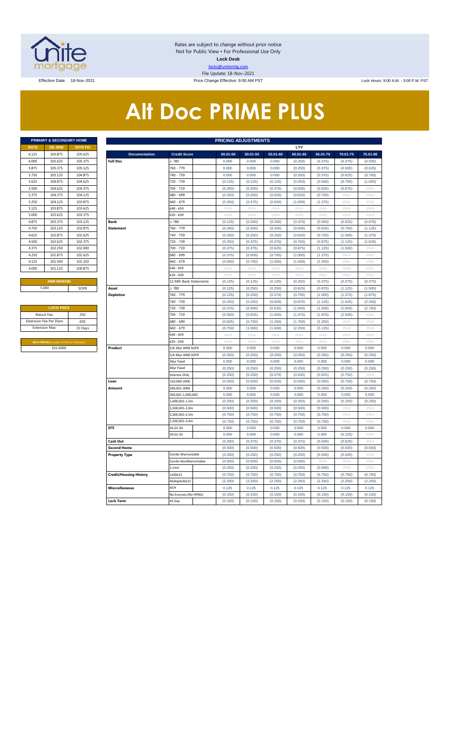Rates are subject to change without prior notice
Not for Public View • For Professional Use Only
**Lock Desk**
locks@unitemtg.com
File Update: 18-Nov-2021

Effective Date: 18-Nov-2021

Price Change Effective: 9:00 AM PST

Lock Hours: 9:00 A.M. - 3:00 P.M. PST

# Alt Doc PRIME PLUS

| PRIMARY & SECONDARY HOME | | |
|---|---|---|
| **RATE** | **5/6 ARM** | **30YR FIX** |
| 6.125 | 105.875 | 105.625 |
| 6.000 | 105.625 | 105.375 |
| 5.875 | 105.375 | 105.125 |
| 5.750 | 105.125 | 104.875 |
| 5.625 | 104.875 | 104.625 |
| 5.500 | 104.625 | 104.375 |
| 5.375 | 104.375 | 104.125 |
| 5.250 | 104.125 | 103.875 |
| 5.125 | 103.875 | 103.625 |
| 5.000 | 103.625 | 103.375 |
| 4.875 | 103.375 | 103.125 |
| 4.750 | 103.125 | 102.875 |
| 4.625 | 102.875 | 102.625 |
| 4.500 | 102.625 | 102.375 |
| 4.375 | 102.250 | 102.000 |
| 4.250 | 101.875 | 101.625 |
| 4.125 | 101.500 | 101.250 |
| 4.000 | 101.125 | 100.875 |

| ARM MARGIN | |
|---|---|
| 5.000 | SOFR |

| LOCK FEES | |
|---|---|
| Relock Fee: | .250 |
| Extension Fee Per Diem | .030 |
| Extension Max: | 15 Days |

| MAX PRICING (Lower of Price or Premium) |
|---|
| 101.0000 |

| PRICING ADJUSTMENTS | | | | | | | | | |
|---|---|---|---|---|---|---|---|---|---|
| | | LTV | | | | | | | |
| **Documentation** | **Credit Score** | **00.01-50** | **50.01-55** | **55.01-60** | **60.01-65** | **65.01-70** | **70.01-75** | **75.01-80** |
| **Full Doc** | ≥ 780 | 0.000 | 0.000 | 0.000 | (0.250) | (0.375) | (0.375) | (0.500) |
| | 760 - 779 | 0.000 | 0.000 | 0.000 | (0.250) | (0.375) | (0.500) | (0.625) |
| | 740 - 759 | 0.000 | 0.000 | 0.000 | (0.250) | (0.375) | (0.625) | (0.750) |
| | 720 - 739 | (0.125) | (0.125) | (0.125) | (0.250) | (0.500) | (0.750) | (1.000) |
| | 700 - 719 | (0.250) | (0.250) | (0.375) | (0.500) | (0.625) | (0.875) | #N/A |
| | 680 - 699 | (0.250) | (0.250) | (0.500) | (0.625) | (0.750) | #N/A | #N/A |
| | 660 - 679 | (0.250) | (0.375) | (0.500) | (1.000) | (1.375) | #N/A | #N/A |
| | 640 - 659 | #N/A | #N/A | #N/A | #N/A | #N/A | #N/A | #N/A |
| | 620 - 639 | #N/A | #N/A | #N/A | #N/A | #N/A | #N/A | #N/A |
| **Bank Statement** | ≥ 780 | (0.125) | (0.250) | (0.250) | (0.375) | (0.500) | (0.625) | (0.875) |
| | 760 - 779 | (0.250) | (0.250) | (0.250) | (0.500) | (0.625) | (0.750) | (1.125) |
| | 740 - 759 | (0.250) | (0.250) | (0.250) | (0.625) | (0.750) | (1.000) | (1.375) |
| | 720 - 739 | (0.250) | (0.375) | (0.375) | (0.750) | (0.875) | (1.125) | (1.625) |
| | 700 - 719 | (0.375) | (0.375) | (0.625) | (0.875) | (1.125) | (1.500) | #N/A |
| | 680 - 699 | (0.375) | (0.500) | (0.750) | (1.000) | (1.375) | #N/A | #N/A |
| | 660 - 679 | (0.500) | (0.750) | (1.000) | (1.500) | (2.250) | #N/A | #N/A |
| | 640 - 659 | #N/A | #N/A | #N/A | #N/A | #N/A | #N/A | #N/A |
| | 620 - 639 | #N/A | #N/A | #N/A | #N/A | #N/A | #N/A | #N/A |
| | 12 Mth Bank Statements | (0.125) | (0.125) | (0.125) | (0.250) | (0.375) | (0.375) | (0.375) |
| **Asset Depletion** | ≥ 780 | (0.125) | (0.250) | (0.250) | (0.625) | (0.875) | (1.125) | (1.500) |
| | 760 - 779 | (0.125) | (0.250) | (0.375) | (0.750) | (1.000) | (1.375) | (1.875) |
| | 740 - 759 | (0.250) | (0.250) | (0.500) | (0.875) | (1.125) | (1.625) | (2.250) |
| | 720 - 739 | (0.375) | (0.500) | (0.625) | (1.000) | (1.500) | (2.000) | (2.750) |
| | 700 - 719 | (0.500) | (0.625) | (1.000) | (1.375) | (1.875) | (2.500) | #N/A |
| | 680 - 699 | (0.625) | (0.750) | (1.250) | (1.750) | (2.250) | #N/A | #N/A |
| | 660 - 679 | (0.750) | (1.000) | (1.500) | (2.250) | (3.125) | #N/A | #N/A |
| | 640 - 659 | #N/A | #N/A | #N/A | #N/A | #N/A | #N/A | #N/A |
| | 620 - 639 | #N/A | #N/A | #N/A | #N/A | #N/A | #N/A | #N/A |
| **Product** | 5/6 30yr ARM SOFR | 0.000 | 0.000 | 0.000 | 0.000 | 0.000 | 0.000 | 0.000 |
| | 5/6 40yr ARM SOFR | (0.250) | (0.250) | (0.250) | (0.250) | (0.250) | (0.250) | (0.250) |
| | 30yr Fixed | 0.000 | 0.000 | 0.000 | 0.000 | 0.000 | 0.000 | 0.000 |
| | 40yr Fixed | (0.250) | (0.250) | (0.250) | (0.250) | (0.250) | (0.250) | (0.250) |
| | Interest-Only | (0.250) | (0.250) | (0.375) | (0.500) | (0.625) | (0.750) | #N/A |
| **Loan Amount** | 150,000-200k | (0.500) | (0.500) | (0.500) | (0.500) | (0.500) | (0.750) | (0.750) |
| | 200,001-300k | 0.000 | 0.000 | 0.000 | 0.000 | (0.250) | (0.250) | (0.250) |
| | 300,001-1,000,000 | 0.000 | 0.000 | 0.000 | 0.000 | 0.000 | 0.000 | 0.000 |
| | 1,000,001-1.5m | (0.250) | (0.250) | (0.250) | (0.250) | (0.250) | (0.250) | (0.250) |
| | 1,500,001-2.0m | (0.500) | (0.500) | (0.500) | (0.500) | (0.500) | #N/A | #N/A |
| | 2,000,001-2.5m | (0.750) | (0.750) | (0.750) | (0.750) | (0.750) | #N/A | #N/A |
| | 2,500,001-3.0m | (0.750) | (0.750) | (0.750) | (0.750) | (0.750) | #N/A | #N/A |
| **DTI** | 43.01-50 | 0.000 | 0.000 | 0.000 | 0.000 | 0.000 | 0.000 | 0.000 |
| | 50.01-55 | 0.000 | 0.000 | 0.000 | 0.000 | 0.000 | (0.125) | #N/A |
| **Cash Out** | | (0.250) | (0.375) | (0.375) | (0.375) | (0.500) | (0.625) | #N/A |
| **Second Home** | | (0.500) | (0.500) | (0.500) | (0.500) | (0.500) | (0.500) | (0.500) |
| **Property Type** | Condo-Warrantable | (0.250) | (0.250) | (0.250) | (0.250) | (0.500) | (0.500) | #N/A |
| | Condo-NonWarrantable | (0.500) | (0.500) | (0.500) | (0.500) | #N/A | #N/A | #N/A |
| | 2-Unit | (0.250) | (0.250) | (0.250) | (0.250) | (0.500) | #N/A | #N/A |
| **Credit/Housing History** | 1x30x12 | (0.750) | (0.750) | (0.750) | (0.750) | (0.750) | (0.750) | (0.750) |
| | Multiple30x12 | (2.250) | (2.250) | (2.250) | (2.250) | (2.250) | (2.250) | (2.250) |
| **Misccellaneous** | ACH | 0.125 | 0.125 | 0.125 | 0.125 | 0.125 | 0.125 | 0.125 |
| | No Escrows (No HPML) | (0.150) | (0.150) | (0.150) | (0.150) | (0.150) | (0.150) | (0.150) |
| **Lock Term** | 45 Day | (0.150) | (0.150) | (0.150) | (0.150) | (0.150) | (0.150) | (0.150) |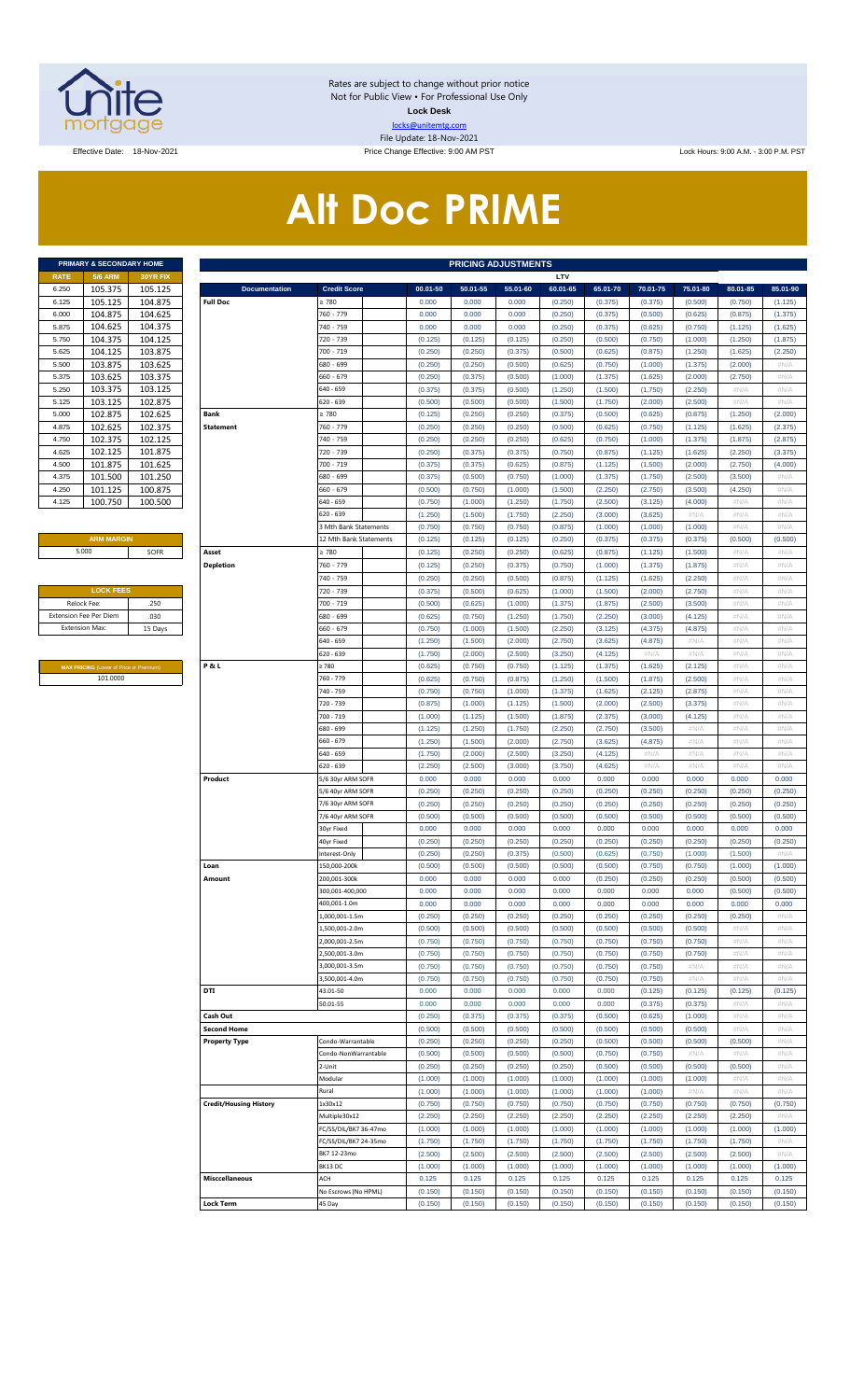Rates are subject to change without prior notice
Not for Public View • For Professional Use Only
**Lock Desk**
locks@unitemtg.com
File Update: 18-Nov-2021

Effective Date: 18-Nov-2021 | Price Change Effective: 9:00 AM PST | Lock Hours: 9:00 A.M. - 3:00 P.M. PST

# Alt Doc PRIME

| PRIMARY & SECONDARY HOME | | |
|---|---|---|
| **RATE** | **5/6 ARM** | **30YR FIX** |
| 6.250 | 105.375 | 105.125 |
| 6.125 | 105.125 | 104.875 |
| 6.000 | 104.875 | 104.625 |
| 5.875 | 104.625 | 104.375 |
| 5.750 | 104.375 | 104.125 |
| 5.625 | 104.125 | 103.875 |
| 5.500 | 103.875 | 103.625 |
| 5.375 | 103.625 | 103.375 |
| 5.250 | 103.375 | 103.125 |
| 5.125 | 103.125 | 102.875 |
| 5.000 | 102.875 | 102.625 |
| 4.875 | 102.625 | 102.375 |
| 4.750 | 102.375 | 102.125 |
| 4.625 | 102.125 | 101.875 |
| 4.500 | 101.875 | 101.625 |
| 4.375 | 101.500 | 101.250 |
| 4.250 | 101.125 | 100.875 |
| 4.125 | 100.750 | 100.500 |

| ARM MARGIN | |
|---|---|
| 5.000 | SOFR |

| LOCK FEES | |
|---|---|
| Relock Fee: | .250 |
| Extension Fee Per Diem | .030 |
| Extension Max: | 15 Days |

| MAX PRICING (Lower of Price or Premium) |
|---|
| 101.0000 |

| PRICING ADJUSTMENTS | | | | | | | | | | | |
|---|---|---|---|---|---|---|---|---|---|---|---|
| | | LTV | | | | | | | | | |
| **Documentation** | **Credit Score** | **00.01-50** | **50.01-55** | **55.01-60** | **60.01-65** | **65.01-70** | **70.01-75** | **75.01-80** | **80.01-85** | **85.01-90** |
| **Full Doc** | ≥ 780 | 0.000 | 0.000 | 0.000 | (0.250) | (0.375) | (0.375) | (0.500) | (0.750) | (1.125) |
| | 760 - 779 | 0.000 | 0.000 | 0.000 | (0.250) | (0.375) | (0.500) | (0.625) | (0.875) | (1.375) |
| | 740 - 759 | 0.000 | 0.000 | 0.000 | (0.250) | (0.375) | (0.625) | (0.750) | (1.125) | (1.625) |
| | 720 - 739 | (0.125) | (0.125) | (0.125) | (0.250) | (0.500) | (0.750) | (1.000) | (1.250) | (1.875) |
| | 700 - 719 | (0.250) | (0.250) | (0.375) | (0.500) | (0.625) | (0.875) | (1.250) | (1.625) | (2.250) |
| | 680 - 699 | (0.250) | (0.250) | (0.500) | (0.625) | (0.750) | (1.000) | (1.375) | (2.000) | #N/A |
| | 660 - 679 | (0.250) | (0.375) | (0.500) | (1.000) | (1.375) | (1.625) | (2.000) | (2.750) | #N/A |
| | 640 - 659 | (0.375) | (0.375) | (0.500) | (1.250) | (1.500) | (1.750) | (2.250) | #N/A | #N/A |
| | 620 - 639 | (0.500) | (0.500) | (0.500) | (1.500) | (1.750) | (2.000) | (2.500) | #N/A | #N/A |
| **Bank Statement** | ≥ 780 | (0.125) | (0.250) | (0.250) | (0.375) | (0.500) | (0.625) | (0.875) | (1.250) | (2.000) |
| | 760 - 779 | (0.250) | (0.250) | (0.250) | (0.500) | (0.625) | (0.750) | (1.125) | (1.625) | (2.375) |
| | 740 - 759 | (0.250) | (0.250) | (0.250) | (0.625) | (0.750) | (1.000) | (1.375) | (1.875) | (2.875) |
| | 720 - 739 | (0.250) | (0.375) | (0.375) | (0.750) | (0.875) | (1.125) | (1.625) | (2.250) | (3.375) |
| | 700 - 719 | (0.375) | (0.375) | (0.625) | (0.875) | (1.125) | (1.500) | (2.000) | (2.750) | (4.000) |
| | 680 - 699 | (0.375) | (0.500) | (0.750) | (1.000) | (1.375) | (1.750) | (2.500) | (3.500) | #N/A |
| | 660 - 679 | (0.500) | (0.750) | (1.000) | (1.500) | (2.250) | (2.750) | (3.500) | (4.250) | #N/A |
| | 640 - 659 | (0.750) | (1.000) | (1.250) | (1.750) | (2.500) | (3.125) | (4.000) | #N/A | #N/A |
| | 620 - 639 | (1.250) | (1.500) | (1.750) | (2.250) | (3.000) | (3.625) | #N/A | #N/A | #N/A |
| | 3 Mth Bank Statements | (0.750) | (0.750) | (0.750) | (0.875) | (1.000) | (1.000) | (1.000) | #N/A | #N/A |
| | 12 Mth Bank Statements | (0.125) | (0.125) | (0.125) | (0.250) | (0.375) | (0.375) | (0.375) | (0.500) | (0.500) |
| **Asset Depletion** | ≥ 780 | (0.125) | (0.250) | (0.250) | (0.625) | (0.875) | (1.125) | (1.500) | #N/A | #N/A |
| | 760 - 779 | (0.125) | (0.250) | (0.375) | (0.750) | (1.000) | (1.375) | (1.875) | #N/A | #N/A |
| | 740 - 759 | (0.250) | (0.250) | (0.500) | (0.875) | (1.125) | (1.625) | (2.250) | #N/A | #N/A |
| | 720 - 739 | (0.375) | (0.500) | (0.625) | (1.000) | (1.500) | (2.000) | (2.750) | #N/A | #N/A |
| | 700 - 719 | (0.500) | (0.625) | (1.000) | (1.375) | (1.875) | (2.500) | (3.500) | #N/A | #N/A |
| | 680 - 699 | (0.625) | (0.750) | (1.250) | (1.750) | (2.250) | (3.000) | (4.125) | #N/A | #N/A |
| | 660 - 679 | (0.750) | (1.000) | (1.500) | (2.250) | (3.125) | (4.375) | (4.875) | #N/A | #N/A |
| | 640 - 659 | (1.250) | (1.500) | (2.000) | (2.750) | (3.625) | (4.875) | #N/A | #N/A | #N/A |
| | 620 - 639 | (1.750) | (2.000) | (2.500) | (3.250) | (4.125) | #N/A | #N/A | #N/A | #N/A |
| **P & L** | ≥ 780 | (0.625) | (0.750) | (0.750) | (1.125) | (1.375) | (1.625) | (2.125) | #N/A | #N/A |
| | 760 - 779 | (0.625) | (0.750) | (0.875) | (1.250) | (1.500) | (1.875) | (2.500) | #N/A | #N/A |
| | 740 - 759 | (0.750) | (0.750) | (1.000) | (1.375) | (1.625) | (2.125) | (2.875) | #N/A | #N/A |
| | 720 - 739 | (0.875) | (1.000) | (1.125) | (1.500) | (2.000) | (2.500) | (3.375) | #N/A | #N/A |
| | 700 - 719 | (1.000) | (1.125) | (1.500) | (1.875) | (2.375) | (3.000) | (4.125) | #N/A | #N/A |
| | 680 - 699 | (1.125) | (1.250) | (1.750) | (2.250) | (2.750) | (3.500) | #N/A | #N/A | #N/A |
| | 660 - 679 | (1.250) | (1.500) | (2.000) | (2.750) | (3.625) | (4.875) | #N/A | #N/A | #N/A |
| | 640 - 659 | (1.750) | (2.000) | (2.500) | (3.250) | (4.125) | #N/A | #N/A | #N/A | #N/A |
| | 620 - 639 | (2.250) | (2.500) | (3.000) | (3.750) | (4.625) | #N/A | #N/A | #N/A | #N/A |
| **Product** | 5/6 30yr ARM SOFR | 0.000 | 0.000 | 0.000 | 0.000 | 0.000 | 0.000 | 0.000 | 0.000 | 0.000 |
| | 5/6 40yr ARM SOFR | (0.250) | (0.250) | (0.250) | (0.250) | (0.250) | (0.250) | (0.250) | (0.250) | (0.250) |
| | 7/6 30yr ARM SOFR | (0.250) | (0.250) | (0.250) | (0.250) | (0.250) | (0.250) | (0.250) | (0.250) | (0.250) |
| | 7/6 40yr ARM SOFR | (0.500) | (0.500) | (0.500) | (0.500) | (0.500) | (0.500) | (0.500) | (0.500) | (0.500) |
| | 30yr Fixed | 0.000 | 0.000 | 0.000 | 0.000 | 0.000 | 0.000 | 0.000 | 0.000 | 0.000 |
| | 40yr Fixed | (0.250) | (0.250) | (0.250) | (0.250) | (0.250) | (0.250) | (0.250) | (0.250) | (0.250) |
| | Interest-Only | (0.250) | (0.250) | (0.375) | (0.500) | (0.625) | (0.750) | (1.000) | (1.500) | #N/A |
| **Loan Amount** | 150,000-200k | (0.500) | (0.500) | (0.500) | (0.500) | (0.500) | (0.750) | (0.750) | (1.000) | (1.000) |
| | 200,001-300k | 0.000 | 0.000 | 0.000 | 0.000 | (0.250) | (0.250) | (0.250) | (0.500) | (0.500) |
| | 300,001-400,000 | 0.000 | 0.000 | 0.000 | 0.000 | 0.000 | 0.000 | 0.000 | (0.500) | (0.500) |
| | 400,001-1.0m | 0.000 | 0.000 | 0.000 | 0.000 | 0.000 | 0.000 | 0.000 | 0.000 | 0.000 |
| | 1,000,001-1.5m | (0.250) | (0.250) | (0.250) | (0.250) | (0.250) | (0.250) | (0.250) | (0.250) | #N/A |
| | 1,500,001-2.0m | (0.500) | (0.500) | (0.500) | (0.500) | (0.500) | (0.500) | (0.500) | #N/A | #N/A |
| | 2,000,001-2.5m | (0.750) | (0.750) | (0.750) | (0.750) | (0.750) | (0.750) | (0.750) | #N/A | #N/A |
| | 2,500,001-3.0m | (0.750) | (0.750) | (0.750) | (0.750) | (0.750) | (0.750) | (0.750) | #N/A | #N/A |
| | 3,000,001-3.5m | (0.750) | (0.750) | (0.750) | (0.750) | (0.750) | (0.750) | #N/A | #N/A | #N/A |
| | 3,500,001-4.0m | (0.750) | (0.750) | (0.750) | (0.750) | (0.750) | (0.750) | #N/A | #N/A | #N/A |
| **DTI** | 43.01-50 | 0.000 | 0.000 | 0.000 | 0.000 | 0.000 | (0.125) | (0.125) | (0.125) | (0.125) |
| | 50.01-55 | 0.000 | 0.000 | 0.000 | 0.000 | 0.000 | (0.375) | (0.375) | #N/A | #N/A |
| **Cash Out** | | (0.250) | (0.375) | (0.375) | (0.375) | (0.500) | (0.625) | (1.000) | #N/A | #N/A |
| **Second Home** | | (0.500) | (0.500) | (0.500) | (0.500) | (0.500) | (0.500) | (0.500) | #N/A | #N/A |
| **Property Type** | Condo-Warrantable | (0.250) | (0.250) | (0.250) | (0.250) | (0.500) | (0.500) | (0.500) | (0.500) | #N/A |
| | Condo-NonWarrantable | (0.500) | (0.500) | (0.500) | (0.500) | (0.750) | (0.750) | #N/A | #N/A | #N/A |
| | 2-Unit | (0.250) | (0.250) | (0.250) | (0.250) | (0.500) | (0.500) | (0.500) | (0.500) | #N/A |
| | Modular | (1.000) | (1.000) | (1.000) | (1.000) | (1.000) | (1.000) | (1.000) | #N/A | #N/A |
| | Rural | (1.000) | (1.000) | (1.000) | (1.000) | (1.000) | (1.000) | #N/A | #N/A | #N/A |
| **Credit/Housing History** | 1x30x12 | (0.750) | (0.750) | (0.750) | (0.750) | (0.750) | (0.750) | (0.750) | (0.750) | (0.750) |
| | Multiple30x12 | (2.250) | (2.250) | (2.250) | (2.250) | (2.250) | (2.250) | (2.250) | (2.250) | #N/A |
| | FC/SS/DIL/BK7 36-47mo | (1.000) | (1.000) | (1.000) | (1.000) | (1.000) | (1.000) | (1.000) | (1.000) | (1.000) |
| | FC/SS/DIL/BK7 24-35mo | (1.750) | (1.750) | (1.750) | (1.750) | (1.750) | (1.750) | (1.750) | (1.750) | #N/A |
| | BK7 12-23mo | (2.500) | (2.500) | (2.500) | (2.500) | (2.500) | (2.500) | (2.500) | (2.500) | #N/A |
| | BK13 DC | (1.000) | (1.000) | (1.000) | (1.000) | (1.000) | (1.000) | (1.000) | (1.000) | (1.000) |
| **Misccellaneous** | ACH | 0.125 | 0.125 | 0.125 | 0.125 | 0.125 | 0.125 | 0.125 | 0.125 | 0.125 |
| | No Escrows (No HPML) | (0.150) | (0.150) | (0.150) | (0.150) | (0.150) | (0.150) | (0.150) | (0.150) | (0.150) |
| **Lock Term** | 45 Day | (0.150) | (0.150) | (0.150) | (0.150) | (0.150) | (0.150) | (0.150) | (0.150) | (0.150) |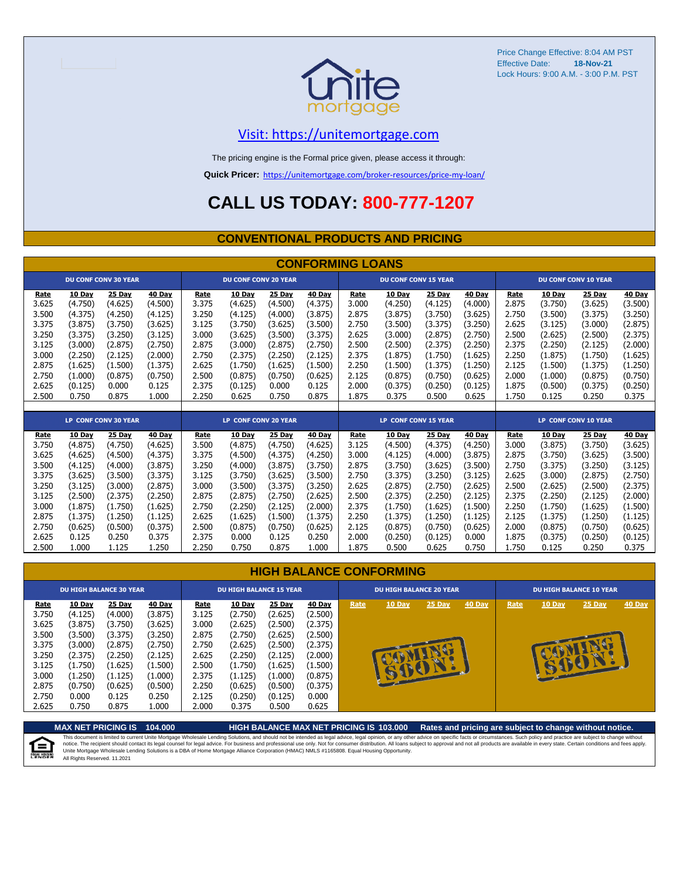Price Change Effective: 8:04 AM PST
Effective Date: **18-Nov-21**
Lock Hours: 9:00 A.M. - 3:00 P.M. PST

unite mortgage

Visit: https://unitemortgage.com

The pricing engine is the Formal price given, please access it through:

**Quick Pricer:** https://unitemortgage.com/broker-resources/price-my-loan/

# CALL US TODAY: 800-777-1207

## CONVENTIONAL PRODUCTS AND PRICING

### CONFORMING LOANS

| DU CONF CONV 30 YEAR | | | | DU CONF CONV 20 YEAR | | | | DU CONF CONV 15 YEAR | | | | DU CONF CONV 10 YEAR | | | |
|---|---|---|---|---|---|---|---|---|---|---|---|---|---|---|---|
| Rate | 10 Day | 25 Day | 40 Day | Rate | 10 Day | 25 Day | 40 Day | Rate | 10 Day | 25 Day | 40 Day | Rate | 10 Day | 25 Day | 40 Day |
| 3.625 | (4.750) | (4.625) | (4.500) | 3.375 | (4.625) | (4.500) | (4.375) | 3.000 | (4.250) | (4.125) | (4.000) | 2.875 | (3.750) | (3.625) | (3.500) |
| 3.500 | (4.375) | (4.250) | (4.125) | 3.250 | (4.125) | (4.000) | (3.875) | 2.875 | (3.875) | (3.750) | (3.625) | 2.750 | (3.500) | (3.375) | (3.250) |
| 3.375 | (3.875) | (3.750) | (3.625) | 3.125 | (3.750) | (3.625) | (3.500) | 2.750 | (3.500) | (3.375) | (3.250) | 2.625 | (3.125) | (3.000) | (2.875) |
| 3.250 | (3.375) | (3.250) | (3.125) | 3.000 | (3.625) | (3.500) | (3.375) | 2.625 | (3.000) | (2.875) | (2.750) | 2.500 | (2.625) | (2.500) | (2.375) |
| 3.125 | (3.000) | (2.875) | (2.750) | 2.875 | (3.000) | (2.875) | (2.750) | 2.500 | (2.500) | (2.375) | (2.250) | 2.375 | (2.250) | (2.125) | (2.000) |
| 3.000 | (2.250) | (2.125) | (2.000) | 2.750 | (2.375) | (2.250) | (2.125) | 2.375 | (1.875) | (1.750) | (1.625) | 2.250 | (1.875) | (1.750) | (1.625) |
| 2.875 | (1.625) | (1.500) | (1.375) | 2.625 | (1.750) | (1.625) | (1.500) | 2.250 | (1.500) | (1.375) | (1.250) | 2.125 | (1.500) | (1.375) | (1.250) |
| 2.750 | (1.000) | (0.875) | (0.750) | 2.500 | (0.875) | (0.750) | (0.625) | 2.125 | (0.875) | (0.750) | (0.625) | 2.000 | (1.000) | (0.875) | (0.750) |
| 2.625 | (0.125) | 0.000 | 0.125 | 2.375 | (0.125) | 0.000 | 0.125 | 2.000 | (0.375) | (0.250) | (0.125) | 1.875 | (0.500) | (0.375) | (0.250) |
| 2.500 | 0.750 | 0.875 | 1.000 | 2.250 | 0.625 | 0.750 | 0.875 | 1.875 | 0.375 | 0.500 | 0.625 | 1.750 | 0.125 | 0.250 | 0.375 |

| LP CONF CONV 30 YEAR | | | | LP CONF CONV 20 YEAR | | | | LP CONF CONV 15 YEAR | | | | LP CONF CONV 10 YEAR | | | |
|---|---|---|---|---|---|---|---|---|---|---|---|---|---|---|---|
| Rate | 10 Day | 25 Day | 40 Day | Rate | 10 Day | 25 Day | 40 Day | Rate | 10 Day | 25 Day | 40 Day | Rate | 10 Day | 25 Day | 40 Day |
| 3.750 | (4.875) | (4.750) | (4.625) | 3.500 | (4.875) | (4.750) | (4.625) | 3.125 | (4.500) | (4.375) | (4.250) | 3.000 | (3.875) | (3.750) | (3.625) |
| 3.625 | (4.625) | (4.500) | (4.375) | 3.375 | (4.500) | (4.375) | (4.250) | 3.000 | (4.125) | (4.000) | (3.875) | 2.875 | (3.750) | (3.625) | (3.500) |
| 3.500 | (4.125) | (4.000) | (3.875) | 3.250 | (4.000) | (3.875) | (3.750) | 2.875 | (3.750) | (3.625) | (3.500) | 2.750 | (3.375) | (3.250) | (3.125) |
| 3.375 | (3.625) | (3.500) | (3.375) | 3.125 | (3.750) | (3.625) | (3.500) | 2.750 | (3.375) | (3.250) | (3.125) | 2.625 | (3.000) | (2.875) | (2.750) |
| 3.250 | (3.125) | (3.000) | (2.875) | 3.000 | (3.500) | (3.375) | (3.250) | 2.625 | (2.875) | (2.750) | (2.625) | 2.500 | (2.625) | (2.500) | (2.375) |
| 3.125 | (2.500) | (2.375) | (2.250) | 2.875 | (2.875) | (2.750) | (2.625) | 2.500 | (2.375) | (2.250) | (2.125) | 2.375 | (2.250) | (2.125) | (2.000) |
| 3.000 | (1.875) | (1.750) | (1.625) | 2.750 | (2.250) | (2.125) | (2.000) | 2.375 | (1.750) | (1.625) | (1.500) | 2.250 | (1.750) | (1.625) | (1.500) |
| 2.875 | (1.375) | (1.250) | (1.125) | 2.625 | (1.625) | (1.500) | (1.375) | 2.250 | (1.375) | (1.250) | (1.125) | 2.125 | (1.375) | (1.250) | (1.125) |
| 2.750 | (0.625) | (0.500) | (0.375) | 2.500 | (0.875) | (0.750) | (0.625) | 2.125 | (0.875) | (0.750) | (0.625) | 2.000 | (0.875) | (0.750) | (0.625) |
| 2.625 | 0.125 | 0.250 | 0.375 | 2.375 | 0.000 | 0.125 | 0.250 | 2.000 | (0.250) | (0.125) | 0.000 | 1.875 | (0.375) | (0.250) | (0.125) |
| 2.500 | 1.000 | 1.125 | 1.250 | 2.250 | 0.750 | 0.875 | 1.000 | 1.875 | 0.500 | 0.625 | 0.750 | 1.750 | 0.125 | 0.250 | 0.375 |

### HIGH BALANCE CONFORMING

| DU HIGH BALANCE 30 YEAR | | | | DU HIGH BALANCE 15 YEAR | | | | DU HIGH BALANCE 20 YEAR | | | | DU HIGH BALANCE 10 YEAR | | | |
|---|---|---|---|---|---|---|---|---|---|---|---|---|---|---|---|
| Rate | 10 Day | 25 Day | 40 Day | Rate | 10 Day | 25 Day | 40 Day | Rate | 10 Day | 25 Day | 40 Day | Rate | 10 Day | 25 Day | 40 Day |
| 3.750 | (4.125) | (4.000) | (3.875) | 3.125 | (2.750) | (2.625) | (2.500) | COMING SOON! | | | | COMING SOON! | | | |
| 3.625 | (3.875) | (3.750) | (3.625) | 3.000 | (2.625) | (2.500) | (2.375) | | | | | | | | |
| 3.500 | (3.500) | (3.375) | (3.250) | 2.875 | (2.750) | (2.625) | (2.500) | | | | | | | | |
| 3.375 | (3.000) | (2.875) | (2.750) | 2.750 | (2.625) | (2.500) | (2.375) | | | | | | | | |
| 3.250 | (2.375) | (2.250) | (2.125) | 2.625 | (2.250) | (2.125) | (2.000) | | | | | | | | |
| 3.125 | (1.750) | (1.625) | (1.500) | 2.500 | (1.750) | (1.625) | (1.500) | | | | | | | | |
| 3.000 | (1.250) | (1.125) | (1.000) | 2.375 | (1.125) | (1.000) | (0.875) | | | | | | | | |
| 2.875 | (0.750) | (0.625) | (0.500) | 2.250 | (0.625) | (0.500) | (0.375) | | | | | | | | |
| 2.750 | 0.000 | 0.125 | 0.250 | 2.125 | (0.250) | (0.125) | 0.000 | | | | | | | | |
| 2.625 | 0.750 | 0.875 | 1.000 | 2.000 | 0.375 | 0.500 | 0.625 | | | | | | | | |

**MAX NET PRICING IS 104.000** **HIGH BALANCE MAX NET PRICING IS 103.000** **Rates and pricing are subject to change without notice.**

This document is limited to current Unite Mortgage Wholesale Lending Solutions, and should not be intended as legal advice, legal opinion, or any other advice on specific facts or circumstances. Such policy and practice are subject to change without notice. The recipient should contact its legal counsel for legal advice. For business and professional use only. Not for consumer distribution. All loans subject to approval and not all products are available in every state. Certain conditions and fees apply. Unite Mortgage Wholesale Lending Solutions is a DBA of Home Mortgage Alliance Corporation (HMAC) NMLS #1165808. Equal Housing Opportunity.
All Rights Reserved. 11.2021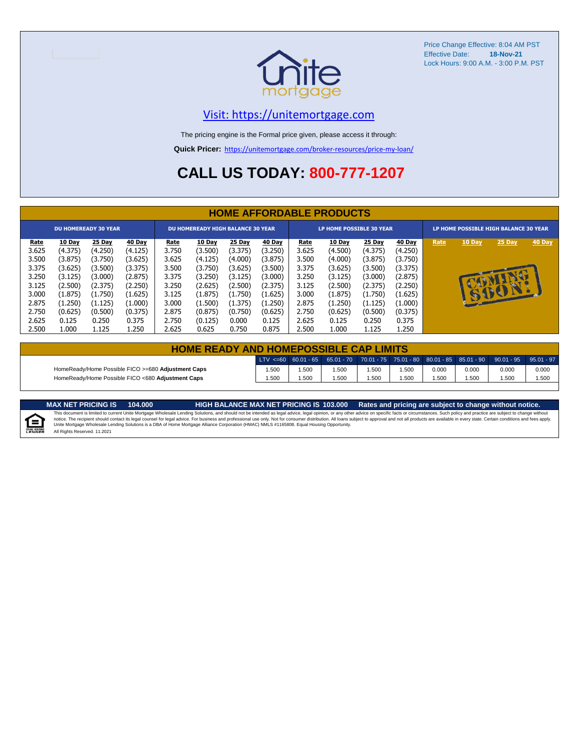Price Change Effective: 8:04 AM PST
Effective Date: **18-Nov-21**
Lock Hours: 9:00 A.M. - 3:00 P.M. PST

unite mortgage

Visit: https://unitemortgage.com

The pricing engine is the Formal price given, please access it through:

**Quick Pricer:** https://unitemortgage.com/broker-resources/price-my-loan/

# CALL US TODAY: 800-777-1207

## HOME AFFORDABLE PRODUCTS

| DU HOMEREADY 30 YEAR | | | | DU HOMEREADY HIGH BALANCE 30 YEAR | | | | LP HOME POSSIBLE 30 YEAR | | | | LP HOME POSSIBLE HIGH BALANCE 30 YEAR | | | |
|---|---|---|---|---|---|---|---|---|---|---|---|---|---|---|---|
| Rate | 10 Day | 25 Day | 40 Day | Rate | 10 Day | 25 Day | 40 Day | Rate | 10 Day | 25 Day | 40 Day | Rate | 10 Day | 25 Day | 40 Day |
| 3.625 | (4.375) | (4.250) | (4.125) | 3.750 | (3.500) | (3.375) | (3.250) | 3.625 | (4.500) | (4.375) | (4.250) | COMING SOON! | | | |
| 3.500 | (3.875) | (3.750) | (3.625) | 3.625 | (4.125) | (4.000) | (3.875) | 3.500 | (4.000) | (3.875) | (3.750) | | | | |
| 3.375 | (3.625) | (3.500) | (3.375) | 3.500 | (3.750) | (3.625) | (3.500) | 3.375 | (3.625) | (3.500) | (3.375) | | | | |
| 3.250 | (3.125) | (3.000) | (2.875) | 3.375 | (3.250) | (3.125) | (3.000) | 3.250 | (3.125) | (3.000) | (2.875) | | | | |
| 3.125 | (2.500) | (2.375) | (2.250) | 3.250 | (2.625) | (2.500) | (2.375) | 3.125 | (2.500) | (2.375) | (2.250) | | | | |
| 3.000 | (1.875) | (1.750) | (1.625) | 3.125 | (1.875) | (1.750) | (1.625) | 3.000 | (1.875) | (1.750) | (1.625) | | | | |
| 2.875 | (1.250) | (1.125) | (1.000) | 3.000 | (1.500) | (1.375) | (1.250) | 2.875 | (1.250) | (1.125) | (1.000) | | | | |
| 2.750 | (0.625) | (0.500) | (0.375) | 2.875 | (0.875) | (0.750) | (0.625) | 2.750 | (0.625) | (0.500) | (0.375) | | | | |
| 2.625 | 0.125 | 0.250 | 0.375 | 2.750 | (0.125) | 0.000 | 0.125 | 2.625 | 0.125 | 0.250 | 0.375 | | | | |
| 2.500 | 1.000 | 1.125 | 1.250 | 2.625 | 0.625 | 0.750 | 0.875 | 2.500 | 1.000 | 1.125 | 1.250 | | | | |

## HOME READY AND HOMEPOSSIBLE CAP LIMITS

| | LTV <=60 | 60.01 - 65 | 65.01 - 70 | 70.01 - 75 | 75.01 - 80 | 80.01 - 85 | 85.01 - 90 | 90.01 - 95 | 95.01 - 97 |
|---|---|---|---|---|---|---|---|---|---|
| HomeReady/Home Possible FICO >=680 **Adjustment Caps** | 1.500 | 1.500 | 1.500 | 1.500 | 1.500 | 0.000 | 0.000 | 0.000 | 0.000 |
| HomeReady/Home Possible FICO <680 **Adjustment Caps** | 1.500 | 1.500 | 1.500 | 1.500 | 1.500 | 1.500 | 1.500 | 1.500 | 1.500 |

**MAX NET PRICING IS 104.000** **HIGH BALANCE MAX NET PRICING IS 103.000** **Rates and pricing are subject to change without notice.**

This document is limited to current Unite Mortgage Wholesale Lending Solutions, and should not be intended as legal advice, legal opinion, or any other advice on specific facts or circumstances. Such policy and practice are subject to change without notice. The recipient should contact its legal counsel for legal advice. For business and professional use only. Not for consumer distribution. All loans subject to approval and not all products are available in every state. Certain conditions and fees apply. Unite Mortgage Wholesale Lending Solutions is a DBA of Home Mortgage Alliance Corporation (HMAC) NMLS #1165808. Equal Housing Opportunity.
All Rights Reserved. 11.2021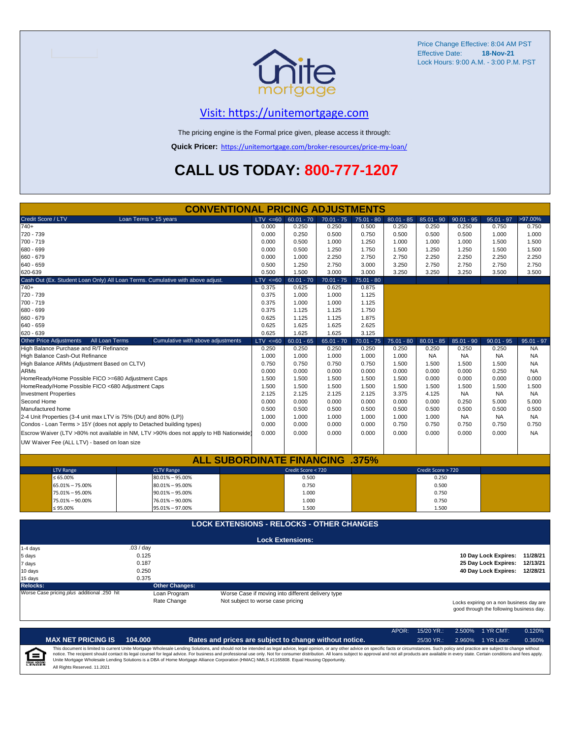Price Change Effective: 8:04 AM PST
Effective Date: **18-Nov-21**
Lock Hours: 9:00 A.M. - 3:00 P.M. PST

## Visit: https://unitemortgage.com

The pricing engine is the Formal price given, please access it through:

**Quick Pricer:** https://unitemortgage.com/broker-resources/price-my-loan/

# CALL US TODAY: 800-777-1207

## CONVENTIONAL PRICING ADJUSTMENTS

| Credit Score / LTV — Loan Terms > 15 years | LTV <=60 | 60.01 - 70 | 70.01 - 75 | 75.01 - 80 | 80.01 - 85 | 85.01 - 90 | 90.01 - 95 | 95.01 - 97 | >97.00% |
|---|---|---|---|---|---|---|---|---|---|
| 740+ | 0.000 | 0.250 | 0.250 | 0.500 | 0.250 | 0.250 | 0.250 | 0.750 | 0.750 |
| 720 - 739 | 0.000 | 0.250 | 0.500 | 0.750 | 0.500 | 0.500 | 0.500 | 1.000 | 1.000 |
| 700 - 719 | 0.000 | 0.500 | 1.000 | 1.250 | 1.000 | 1.000 | 1.000 | 1.500 | 1.500 |
| 680 - 699 | 0.000 | 0.500 | 1.250 | 1.750 | 1.500 | 1.250 | 1.250 | 1.500 | 1.500 |
| 660 - 679 | 0.000 | 1.000 | 2.250 | 2.750 | 2.750 | 2.250 | 2.250 | 2.250 | 2.250 |
| 640 - 659 | 0.500 | 1.250 | 2.750 | 3.000 | 3.250 | 2.750 | 2.750 | 2.750 | 2.750 |
| 620-639 | 0.500 | 1.500 | 3.000 | 3.000 | 3.250 | 3.250 | 3.250 | 3.500 | 3.500 |

| Cash Out (Ex. Student Loan Only) All Loan Terms. Cumulative with above adjust. | LTV <=60 | 60.01 - 70 | 70.01 - 75 | 75.01 - 80 |
|---|---|---|---|---|
| 740+ | 0.375 | 0.625 | 0.625 | 0.875 |
| 720 - 739 | 0.375 | 1.000 | 1.000 | 1.125 |
| 700 - 719 | 0.375 | 1.000 | 1.000 | 1.125 |
| 680 - 699 | 0.375 | 1.125 | 1.125 | 1.750 |
| 660 - 679 | 0.625 | 1.125 | 1.125 | 1.875 |
| 640 - 659 | 0.625 | 1.625 | 1.625 | 2.625 |
| 620 - 639 | 0.625 | 1.625 | 1.625 | 3.125 |

| Other Price Adjustments — All Loan Terms — Cumulative with above adjustments | LTV <=60 | 60.01 - 65 | 65.01 - 70 | 70.01 - 75 | 75.01 - 80 | 80.01 - 85 | 85.01 - 90 | 90.01 - 95 | 95.01 - 97 |
|---|---|---|---|---|---|---|---|---|---|
| High Balance Purchase and R/T Refinance | 0.250 | 0.250 | 0.250 | 0.250 | 0.250 | 0.250 | 0.250 | 0.250 | NA |
| High Balance Cash-Out Refinance | 1.000 | 1.000 | 1.000 | 1.000 | 1.000 | NA | NA | NA | NA |
| High Balance ARMs (Adjustment Based on CLTV) | 0.750 | 0.750 | 0.750 | 0.750 | 1.500 | 1.500 | 1.500 | 1.500 | NA |
| ARMs | 0.000 | 0.000 | 0.000 | 0.000 | 0.000 | 0.000 | 0.000 | 0.250 | NA |
| HomeReady/Home Possible FICO >=680 Adjustment Caps | 1.500 | 1.500 | 1.500 | 1.500 | 1.500 | 0.000 | 0.000 | 0.000 | 0.000 |
| HomeReady/Home Possible FICO <680 Adjustment Caps | 1.500 | 1.500 | 1.500 | 1.500 | 1.500 | 1.500 | 1.500 | 1.500 | 1.500 |
| Investment Properties | 2.125 | 2.125 | 2.125 | 2.125 | 3.375 | 4.125 | NA | NA | NA |
| Second Home | 0.000 | 0.000 | 0.000 | 0.000 | 0.000 | 0.000 | 0.250 | 5.000 | 5.000 |
| Manufactured home | 0.500 | 0.500 | 0.500 | 0.500 | 0.500 | 0.500 | 0.500 | 0.500 | 0.500 |
| 2-4 Unit Properties (3-4 unit max LTV is 75% (DU) and 80% (LP)) | 1.000 | 1.000 | 1.000 | 1.000 | 1.000 | 1.000 | NA | NA | NA |
| Condos - Loan Terms > 15Y (does not apply to Detached building types) | 0.000 | 0.000 | 0.000 | 0.000 | 0.750 | 0.750 | 0.750 | 0.750 | 0.750 |
| Escrow Waiver (LTV >80% not available in NM, LTV >90% does not apply to HB Nationwide) | 0.000 | 0.000 | 0.000 | 0.000 | 0.000 | 0.000 | 0.000 | 0.000 | NA |
| UW Waiver Fee (ALL LTV) - based on loan size | | | | | | | | | |

## ALL SUBORDINATE FINANCING .375%

| LTV Range | CLTV Range | Credit Score < 720 | Credit Score > 720 |
|---|---|---|---|
| ≤ 65.00% | 80.01% – 95.00% | 0.500 | 0.250 |
| 65.01% – 75.00% | 80.01% – 95.00% | 0.750 | 0.500 |
| 75.01% – 95.00% | 90.01% – 95.00% | 1.000 | 0.750 |
| 75.01% – 90.00% | 76.01% – 90.00% | 1.000 | 0.750 |
| ≤ 95.00% | 95.01% – 97.00% | 1.500 | 1.500 |

## LOCK EXTENSIONS - RELOCKS - OTHER CHANGES

**Lock Extensions:**

| Days | Cost |
|---|---|
| 1-4 days | .03 / day |
| 5 days | 0.125 |
| 7 days | 0.187 |
| 10 days | 0.250 |
| 15 days | 0.375 |

**10 Day Lock Expires:** 11/28/21
**25 Day Lock Expires:** 12/13/21
**40 Day Lock Expires:** 12/28/21

**Relocks:** Worse Case pricing *plus* additional .250 hit

**Other Changes:**

| | |
|---|---|
| Loan Program | Worse Case if moving into different delivery type |
| Rate Change | Not subject to worse case pricing |

Locks expiring on a non business day are good through the following business day.

**MAX NET PRICING IS 104.000** — **Rates and prices are subject to change without notice.**

| APOR: | 15/20 YR.: | 2.500% | 1 YR CMT: | 0.120% |
|---|---|---|---|---|
| | 25/30 YR.: | 2.960% | 1 YR Libor: | 0.360% |

This document is limited to current Unite Mortgage Wholesale Lending Solutions, and should not be intended as legal advice, legal opinion, or any other advice on specific facts or circumstances. Such policy and practice are subject to change without notice. The recipient should contact its legal counsel for legal advice. For business and professional use only. Not for consumer distribution. All loans subject to approval and not all products are available in every state. Certain conditions and fees apply. Unite Mortgage Wholesale Lending Solutions is a DBA of Home Mortgage Alliance Corporation (HMAC) NMLS #1165808. Equal Housing Opportunity.

All Rights Reserved. 11.2021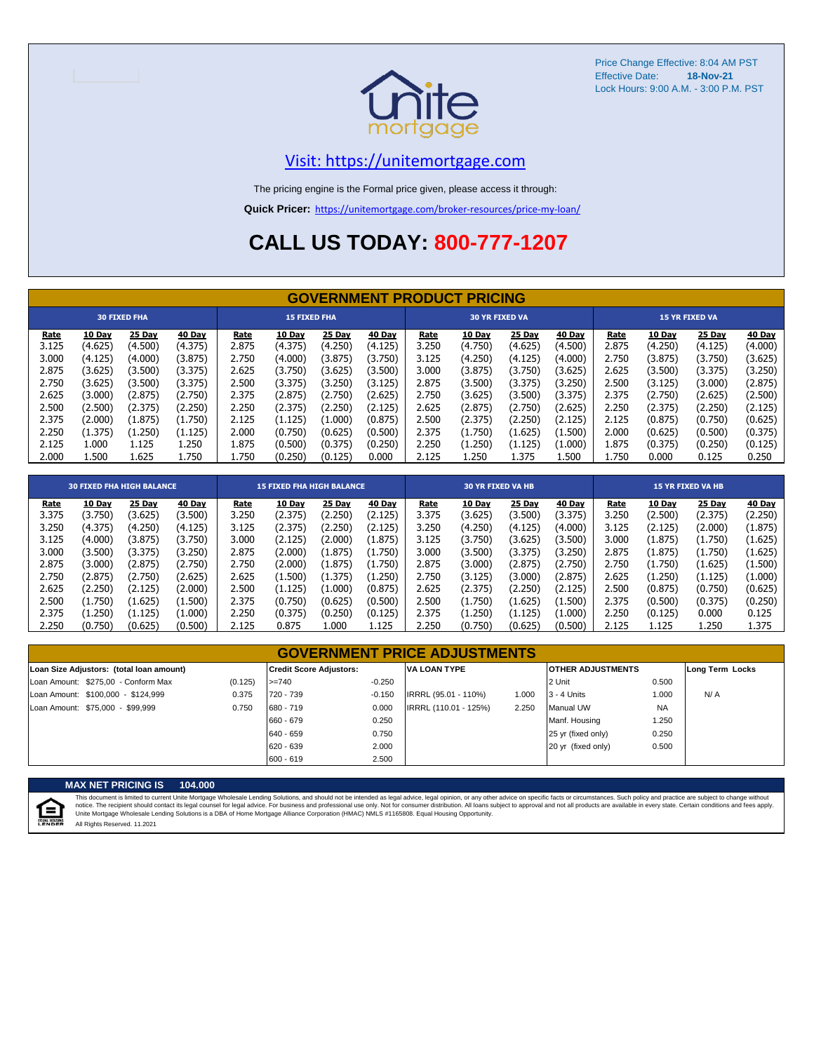Price Change Effective: 8:04 AM PST
Effective Date: **18-Nov-21**
Lock Hours: 9:00 A.M. - 3:00 P.M. PST

## Visit: https://unitemortgage.com

The pricing engine is the Formal price given, please access it through:

**Quick Pricer:** https://unitemortgage.com/broker-resources/price-my-loan/

# CALL US TODAY: 800-777-1207

## GOVERNMENT PRODUCT PRICING

| 30 FIXED FHA | | | | 15 FIXED FHA | | | | 30 YR FIXED VA | | | | 15 YR FIXED VA | | | |
|---|---|---|---|---|---|---|---|---|---|---|---|---|---|---|---|
| Rate | 10 Day | 25 Day | 40 Day | Rate | 10 Day | 25 Day | 40 Day | Rate | 10 Day | 25 Day | 40 Day | Rate | 10 Day | 25 Day | 40 Day |
| 3.125 | (4.625) | (4.500) | (4.375) | 2.875 | (4.375) | (4.250) | (4.125) | 3.250 | (4.750) | (4.625) | (4.500) | 2.875 | (4.250) | (4.125) | (4.000) |
| 3.000 | (4.125) | (4.000) | (3.875) | 2.750 | (4.000) | (3.875) | (3.750) | 3.125 | (4.250) | (4.125) | (4.000) | 2.750 | (3.875) | (3.750) | (3.625) |
| 2.875 | (3.625) | (3.500) | (3.375) | 2.625 | (3.750) | (3.625) | (3.500) | 3.000 | (3.875) | (3.750) | (3.625) | 2.625 | (3.500) | (3.375) | (3.250) |
| 2.750 | (3.625) | (3.500) | (3.375) | 2.500 | (3.375) | (3.250) | (3.125) | 2.875 | (3.500) | (3.375) | (3.250) | 2.500 | (3.125) | (3.000) | (2.875) |
| 2.625 | (3.000) | (2.875) | (2.750) | 2.375 | (2.875) | (2.750) | (2.625) | 2.750 | (3.625) | (3.500) | (3.375) | 2.375 | (2.750) | (2.625) | (2.500) |
| 2.500 | (2.500) | (2.375) | (2.250) | 2.250 | (2.375) | (2.250) | (2.125) | 2.625 | (2.875) | (2.750) | (2.625) | 2.250 | (2.375) | (2.250) | (2.125) |
| 2.375 | (2.000) | (1.875) | (1.750) | 2.125 | (1.125) | (1.000) | (0.875) | 2.500 | (2.375) | (2.250) | (2.125) | 2.125 | (0.875) | (0.750) | (0.625) |
| 2.250 | (1.375) | (1.250) | (1.125) | 2.000 | (0.750) | (0.625) | (0.500) | 2.375 | (1.750) | (1.625) | (1.500) | 2.000 | (0.625) | (0.500) | (0.375) |
| 2.125 | 1.000 | 1.125 | 1.250 | 1.875 | (0.500) | (0.375) | (0.250) | 2.250 | (1.250) | (1.125) | (1.000) | 1.875 | (0.375) | (0.250) | (0.125) |
| 2.000 | 1.500 | 1.625 | 1.750 | 1.750 | (0.250) | (0.125) | 0.000 | 2.125 | 1.250 | 1.375 | 1.500 | 1.750 | 0.000 | 0.125 | 0.250 |

| 30 FIXED FHA HIGH BALANCE | | | | 15 FIXED FHA HIGH BALANCE | | | | 30 YR FIXED VA HB | | | | 15 YR FIXED VA HB | | | |
|---|---|---|---|---|---|---|---|---|---|---|---|---|---|---|---|
| Rate | 10 Day | 25 Day | 40 Day | Rate | 10 Day | 25 Day | 40 Day | Rate | 10 Day | 25 Day | 40 Day | Rate | 10 Day | 25 Day | 40 Day |
| 3.375 | (3.750) | (3.625) | (3.500) | 3.250 | (2.375) | (2.250) | (2.125) | 3.375 | (3.625) | (3.500) | (3.375) | 3.250 | (2.500) | (2.375) | (2.250) |
| 3.250 | (4.375) | (4.250) | (4.125) | 3.125 | (2.375) | (2.250) | (2.125) | 3.250 | (4.250) | (4.125) | (4.000) | 3.125 | (2.125) | (2.000) | (1.875) |
| 3.125 | (4.000) | (3.875) | (3.750) | 3.000 | (2.125) | (2.000) | (1.875) | 3.125 | (3.750) | (3.625) | (3.500) | 3.000 | (1.875) | (1.750) | (1.625) |
| 3.000 | (3.500) | (3.375) | (3.250) | 2.875 | (2.000) | (1.875) | (1.750) | 3.000 | (3.500) | (3.375) | (3.250) | 2.875 | (1.875) | (1.750) | (1.625) |
| 2.875 | (3.000) | (2.875) | (2.750) | 2.750 | (2.000) | (1.875) | (1.750) | 2.875 | (3.000) | (2.875) | (2.750) | 2.750 | (1.750) | (1.625) | (1.500) |
| 2.750 | (2.875) | (2.750) | (2.625) | 2.625 | (1.500) | (1.375) | (1.250) | 2.750 | (3.125) | (3.000) | (2.875) | 2.625 | (1.250) | (1.125) | (1.000) |
| 2.625 | (2.250) | (2.125) | (2.000) | 2.500 | (1.125) | (1.000) | (0.875) | 2.625 | (2.375) | (2.250) | (2.125) | 2.500 | (0.875) | (0.750) | (0.625) |
| 2.500 | (1.750) | (1.625) | (1.500) | 2.375 | (0.750) | (0.625) | (0.500) | 2.500 | (1.750) | (1.625) | (1.500) | 2.375 | (0.500) | (0.375) | (0.250) |
| 2.375 | (1.250) | (1.125) | (1.000) | 2.250 | (0.375) | (0.250) | (0.125) | 2.375 | (1.250) | (1.125) | (1.000) | 2.250 | (0.125) | 0.000 | 0.125 |
| 2.250 | (0.750) | (0.625) | (0.500) | 2.125 | 0.875 | 1.000 | 1.125 | 2.250 | (0.750) | (0.625) | (0.500) | 2.125 | 1.125 | 1.250 | 1.375 |

## GOVERNMENT PRICE ADJUSTMENTS

| Loan Size Adjustors: (total loan amount) | | Credit Score Adjustors: | | VA LOAN TYPE | | OTHER ADJUSTMENTS | | Long Term Locks |
|---|---|---|---|---|---|---|---|---|
| Loan Amount: $275,00 - Conform Max | (0.125) | >=740 | -0.250 | | | 2 Unit | 0.500 | |
| Loan Amount: $100,000 - $124,999 | 0.375 | 720 - 739 | -0.150 | IRRRL (95.01 - 110%) | 1.000 | 3 - 4 Units | 1.000 | N/ A |
| Loan Amount: $75,000 - $99,999 | 0.750 | 680 - 719 | 0.000 | IRRRL (110.01 - 125%) | 2.250 | Manual UW | NA | |
| | | 660 - 679 | 0.250 | | | Manf. Housing | 1.250 | |
| | | 640 - 659 | 0.750 | | | 25 yr (fixed only) | 0.250 | |
| | | 620 - 639 | 2.000 | | | 20 yr (fixed only) | 0.500 | |
| | | 600 - 619 | 2.500 | | | | | |

**MAX NET PRICING IS 104.000**

This document is limited to current Unite Mortgage Wholesale Lending Solutions, and should not be intended as legal advice, legal opinion, or any other advice on specific facts or circumstances. Such policy and practice are subject to change without notice. The recipient should contact its legal counsel for legal advice. For business and professional use only. Not for consumer distribution. All loans subject to approval and not all products are available in every state. Certain conditions and fees apply. Unite Mortgage Wholesale Lending Solutions is a DBA of Home Mortgage Alliance Corporation (HMAC) NMLS #1165808. Equal Housing Opportunity.

All Rights Reserved. 11.2021